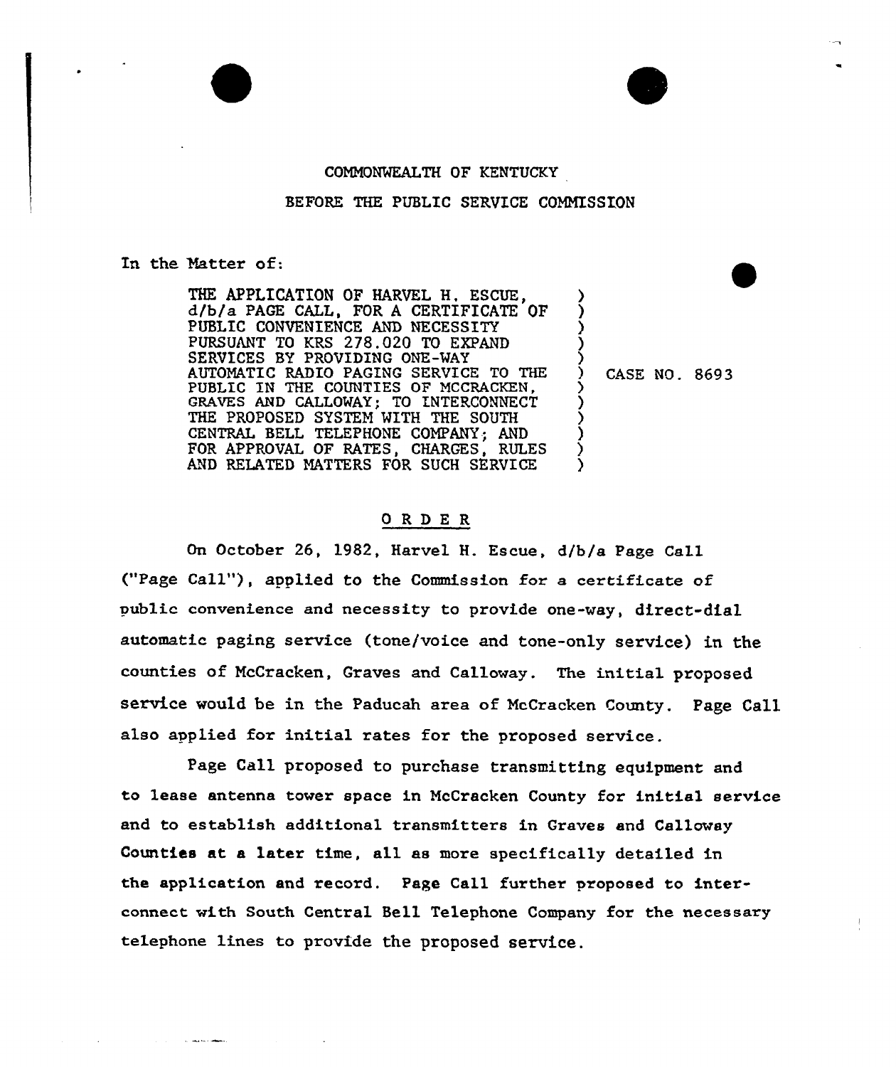COMMONWEALTH OF KENTUCKY

BEFORE THE PUBLIC SERVICE COMMISSION

In the Matter of:

| | | |
|---|---|---|
| THE APPLICATION OF HARVEL H. ESCUE, d/b/a PAGE CALL, FOR A CERTIFICATE OF PUBLIC CONVENIENCE AND NECESSITY PURSUANT TO KRS 278.020 TO EXPAND SERVICES BY PROVIDING ONE-WAY AUTOMATIC RADIO PAGING SERVICE TO THE PUBLIC IN THE COUNTIES OF MCCRACKEN, GRAVES AND CALLOWAY; TO INTERCONNECT THE PROPOSED SYSTEM WITH THE SOUTH CENTRAL BELL TELEPHONE COMPANY; AND FOR APPROVAL OF RATES, CHARGES, RULES AND RELATED MATTERS FOR SUCH SERVICE | ) | CASE NO. 8693 |

## O R D E R

On October 26, 1982, Harvel H. Escue, d/b/a Page Call ("Page Call"), applied to the Commission for a certificate of public convenience and necessity to provide one-way, direct-dial automatic paging service (tone/voice and tone-only service) in the counties of McCracken, Graves and Calloway. The initial proposed service would be in the Paducah area of McCracken County. Page Call also applied for initial rates for the proposed service.

Page Call proposed to purchase transmitting equipment and to lease antenna tower space in McCracken County for initial service and to establish additional transmitters in Graves and Calloway Counties at a later time, all as more specifically detailed in the application and record. Page Call further proposed to interconnect with South Central Bell Telephone Company for the necessary telephone lines to provide the proposed service.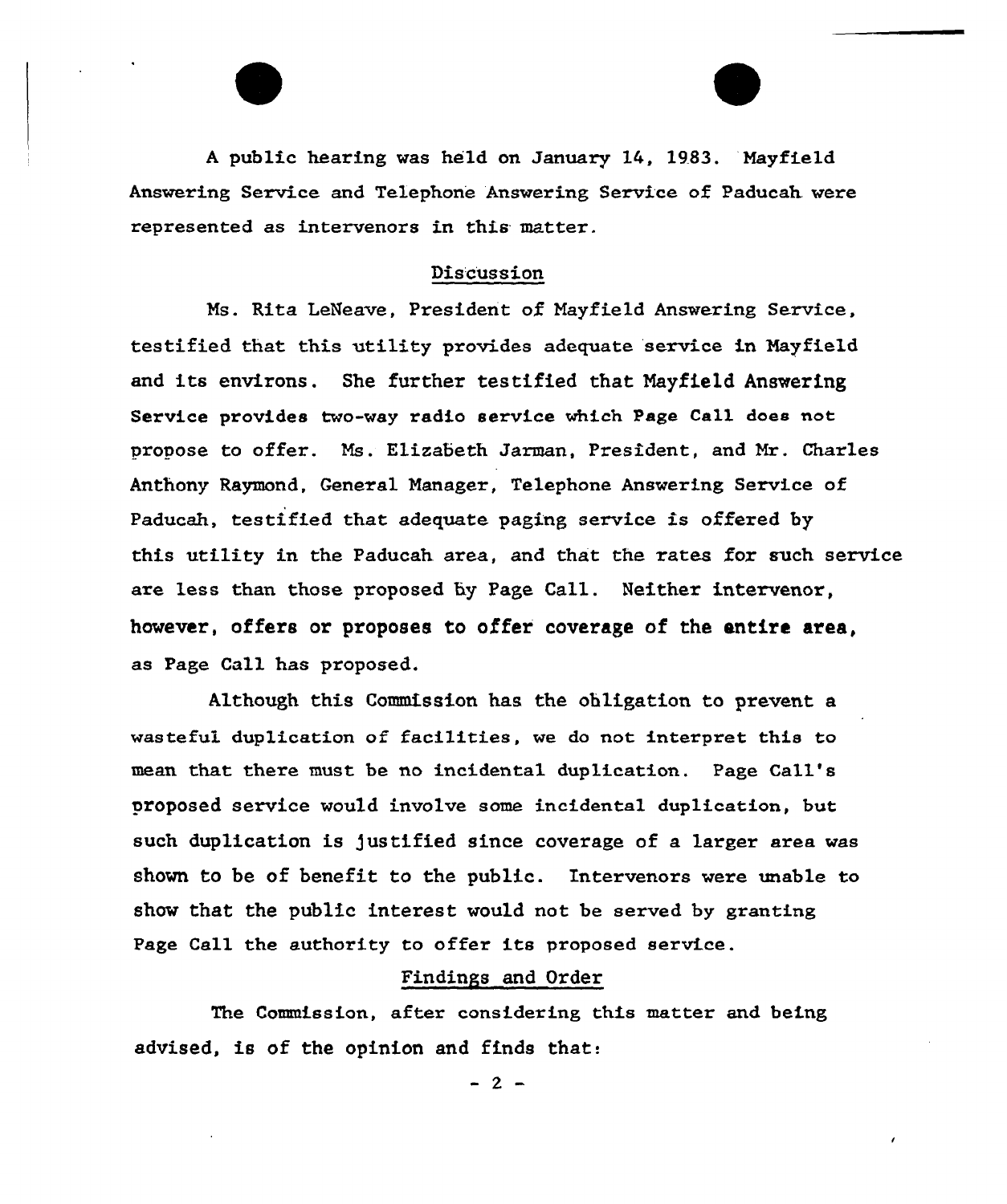A public hearing was held on January 14, 1983. Mayfield Answering Service and Telephone Answering Service of Paducah were represented as intervenors in this matter.

## Discussion

Ms. Rita LeNeave, President of Mayfield Answering Service, testified that this utility provides adequate service in Mayfield and its environs. She further testified that Mayfield Answering Service provides two-way radio service which Page Call does not propose to offer. Ms. Elizabeth Jarman, President, and Mr. Charles Anthony Raymond, General Manager, Telephone Answering Service of Paducah, testified that adequate paging service is offered by this utility in the Paducah area, and that the rates for such service are less than those proposed by Page Call. Neither intervenor, however, offers or proposes to offer coverage of the entire area, as Page Call has proposed.

Although this Commission has the obligation to prevent a wasteful duplication of facilities, we do not interpret this to mean that there must be no incidental duplication. Page Call's proposed service would involve some incidental duplication, but such duplication is justified since coverage of a larger area was shown to be of benefit to the public. Intervenors were unable to show that the public interest would not be served by granting Page Call the authority to offer its proposed service.

## Findings and Order

The Commission, after considering this matter and being advised, is of the opinion and finds that: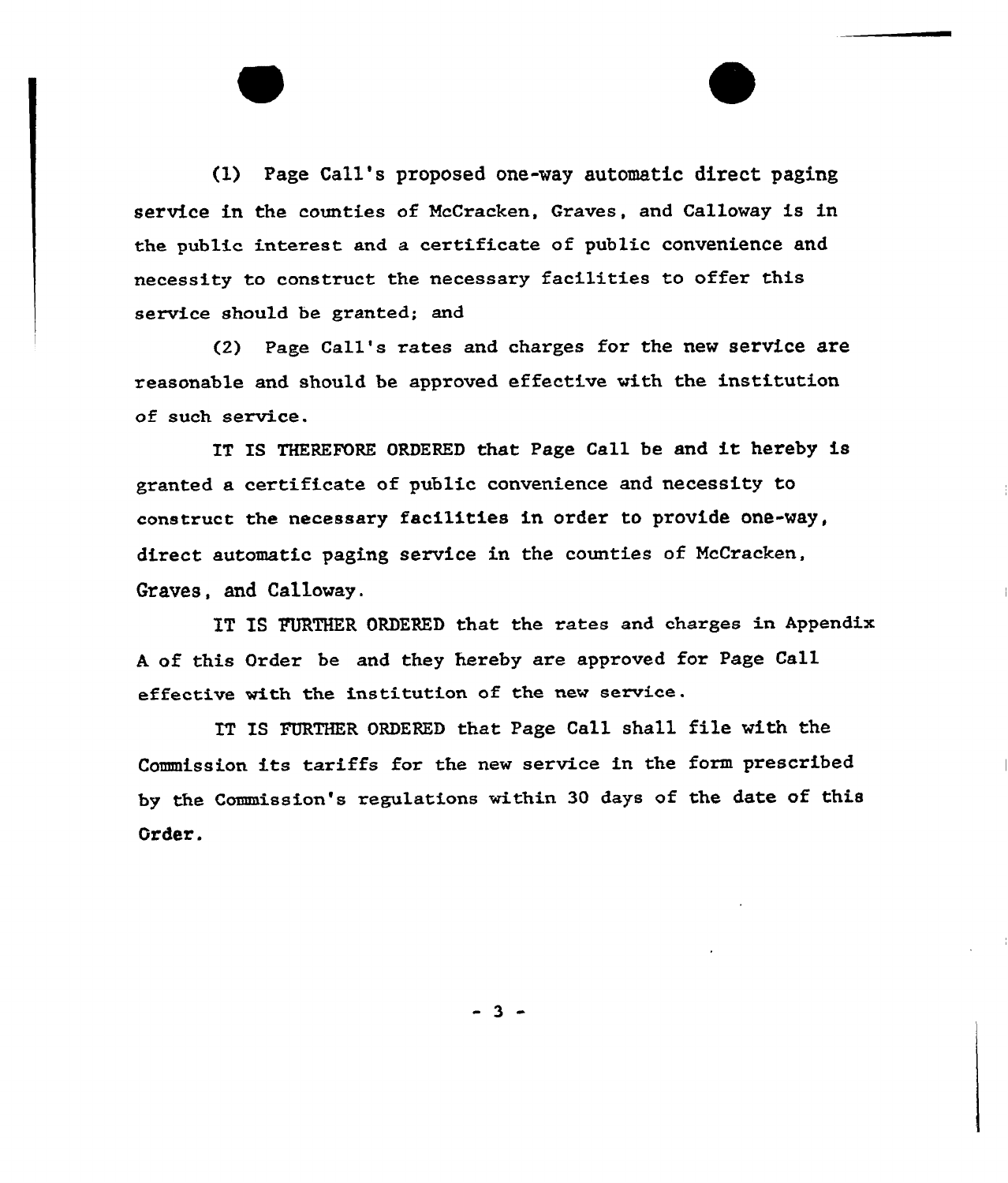(1) Page Call's proposed one-way automatic direct paging service in the counties of McCracken, Graves, and Calloway is in the public interest and a certificate of public convenience and necessity to construct the necessary facilities to offer this service should be granted; and

(2) Page Call's rates and charges for the new service are reasonable and should be approved effective with the institution of such service.

IT IS THEREFORE ORDERED that Page Call be and it hereby is granted a certificate of public convenience and necessity to construct the necessary facilities in order to provide one-way, direct automatic paging service in the counties of McCracken, Graves, and Calloway.

IT IS FURTHER ORDERED that the rates and charges in Appendix A of this Order be and they hereby are approved for Page Call effective with the institution of the new service.

IT IS FURTHER ORDERED that Page Call shall file with the Commission its tariffs for the new service in the form prescribed by the Commission's regulations within 30 days of the date of this Order.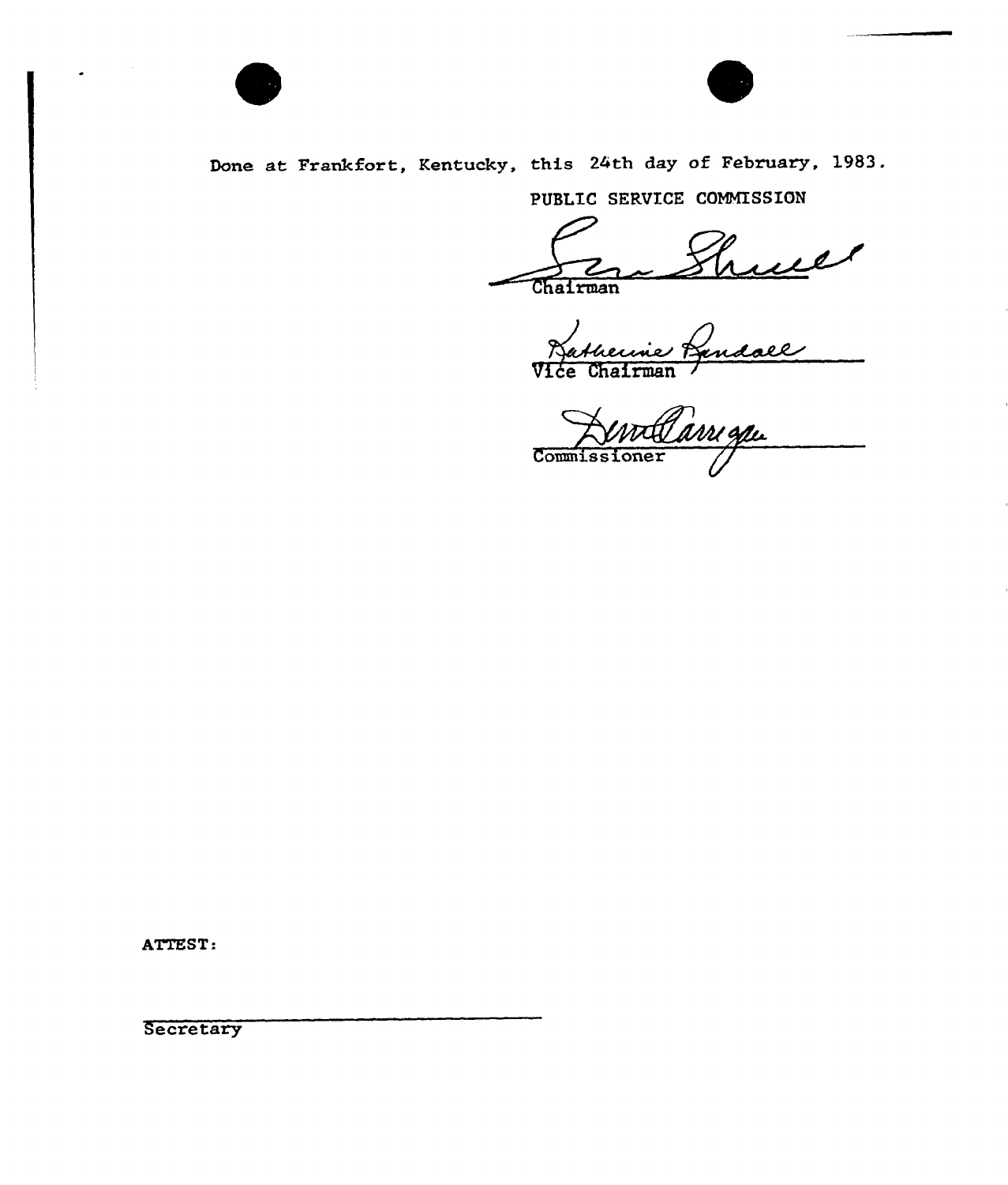Done at Frankfort, Kentucky, this 24th day of February, 1983.

PUBLIC SERVICE COMMISSION

Chairman

Vice Chairman

Commissioner

ATTEST:

Secretary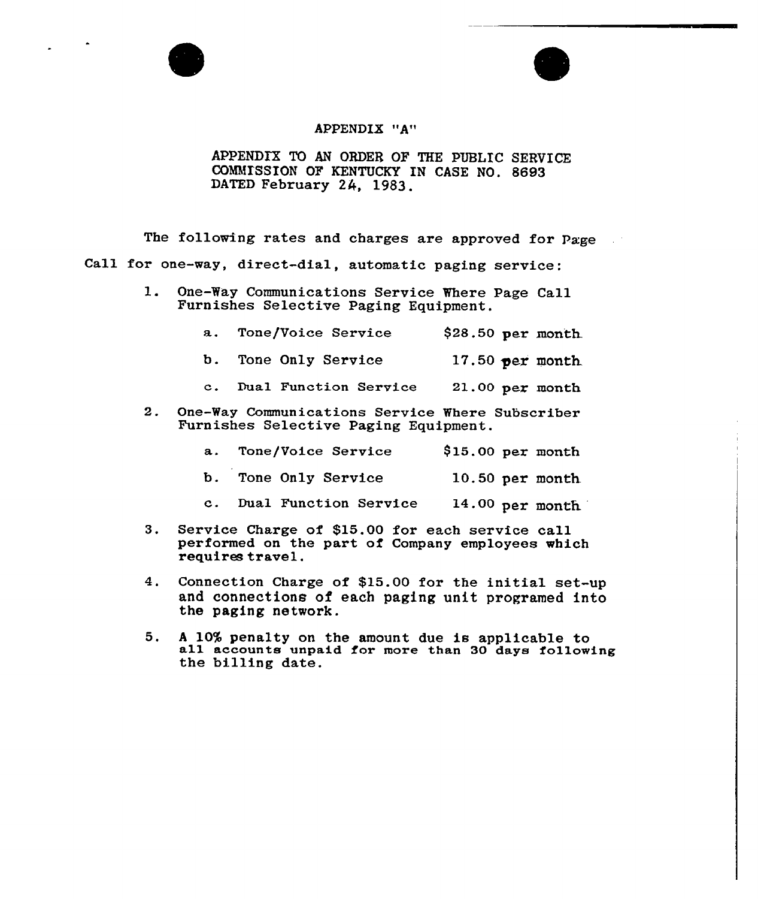# APPENDIX "A"

APPENDIX TO AN ORDER OF THE PUBLIC SERVICE COMMISSION OF KENTUCKY IN CASE NO. 8693 DATED February 24, 1983.

The following rates and charges are approved for Page Call for one-way, direct-dial, automatic paging service:

1. One-Way Communications Service Where Page Call Furnishes Selective Paging Equipment.

   a. Tone/Voice Service $28.50 per month

   b. Tone Only Service 17.50 per month

   c. Dual Function Service 21.00 per month

2. One-Way Communications Service Where Subscriber Furnishes Selective Paging Equipment.

   a. Tone/Voice Service $15.00 per month

   b. Tone Only Service 10.50 per month

   c. Dual Function Service 14.00 per month

3. Service Charge of $15.00 for each service call performed on the part of Company employees which requires travel.

4. Connection Charge of $15.00 for the initial set-up and connections of each paging unit programed into the paging network.

5. A 10% penalty on the amount due is applicable to all accounts unpaid for more than 30 days following the billing date.